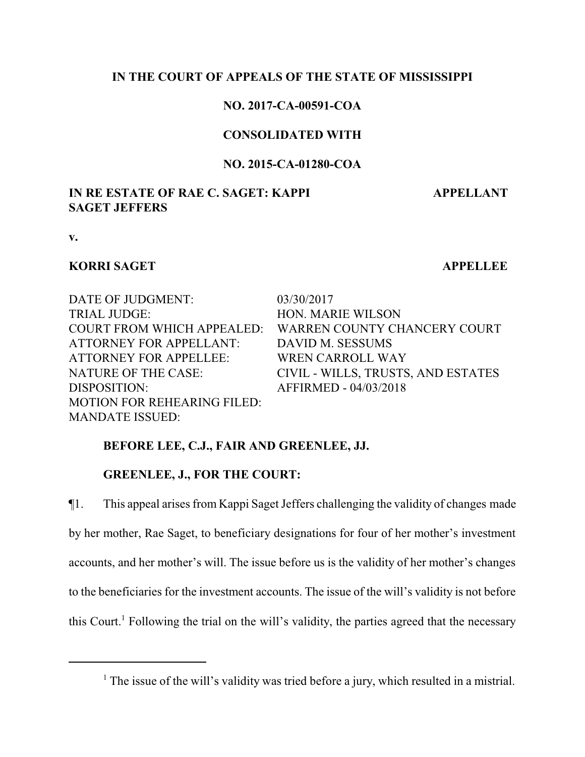**IN THE COURT OF APPEALS OF THE STATE OF MISSISSIPPI**

**NO. 2017-CA-00591-COA**

**CONSOLIDATED WITH**

**NO. 2015-CA-01280-COA**

**IN RE ESTATE OF RAE C. SAGET: KAPPI SAGET JEFFERS** — **APPELLANT**

**v.**

**KORRI SAGET** — **APPELLEE**

| | |
|---|---|
| DATE OF JUDGMENT: | 03/30/2017 |
| TRIAL JUDGE: | HON. MARIE WILSON |
| COURT FROM WHICH APPEALED: | WARREN COUNTY CHANCERY COURT |
| ATTORNEY FOR APPELLANT: | DAVID M. SESSUMS |
| ATTORNEY FOR APPELLEE: | WREN CARROLL WAY |
| NATURE OF THE CASE: | CIVIL - WILLS, TRUSTS, AND ESTATES |
| DISPOSITION: | AFFIRMED - 04/03/2018 |
| MOTION FOR REHEARING FILED: | |
| MANDATE ISSUED: | |

**BEFORE LEE, C.J., FAIR AND GREENLEE, JJ.**

**GREENLEE, J., FOR THE COURT:**

¶1. This appeal arises from Kappi Saget Jeffers challenging the validity of changes made by her mother, Rae Saget, to beneficiary designations for four of her mother's investment accounts, and her mother's will. The issue before us is the validity of her mother's changes to the beneficiaries for the investment accounts. The issue of the will's validity is not before this Court.[1] Following the trial on the will's validity, the parties agreed that the necessary

[1] The issue of the will's validity was tried before a jury, which resulted in a mistrial.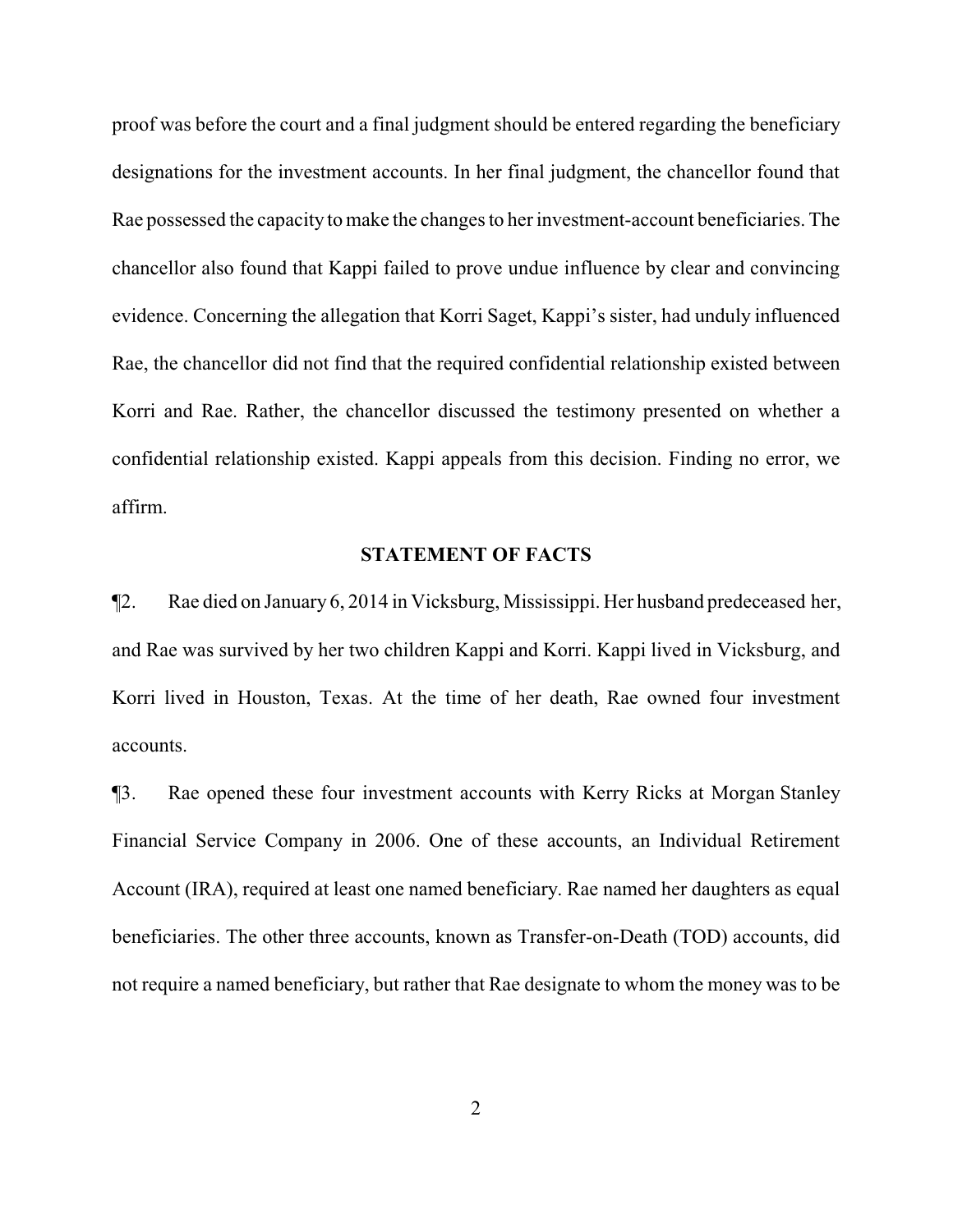proof was before the court and a final judgment should be entered regarding the beneficiary designations for the investment accounts. In her final judgment, the chancellor found that Rae possessed the capacity to make the changes to her investment-account beneficiaries. The chancellor also found that Kappi failed to prove undue influence by clear and convincing evidence. Concerning the allegation that Korri Saget, Kappi's sister, had unduly influenced Rae, the chancellor did not find that the required confidential relationship existed between Korri and Rae. Rather, the chancellor discussed the testimony presented on whether a confidential relationship existed. Kappi appeals from this decision. Finding no error, we affirm.

## STATEMENT OF FACTS

¶2. Rae died on January 6, 2014 in Vicksburg, Mississippi. Her husband predeceased her, and Rae was survived by her two children Kappi and Korri. Kappi lived in Vicksburg, and Korri lived in Houston, Texas. At the time of her death, Rae owned four investment accounts.

¶3. Rae opened these four investment accounts with Kerry Ricks at Morgan Stanley Financial Service Company in 2006. One of these accounts, an Individual Retirement Account (IRA), required at least one named beneficiary. Rae named her daughters as equal beneficiaries. The other three accounts, known as Transfer-on-Death (TOD) accounts, did not require a named beneficiary, but rather that Rae designate to whom the money was to be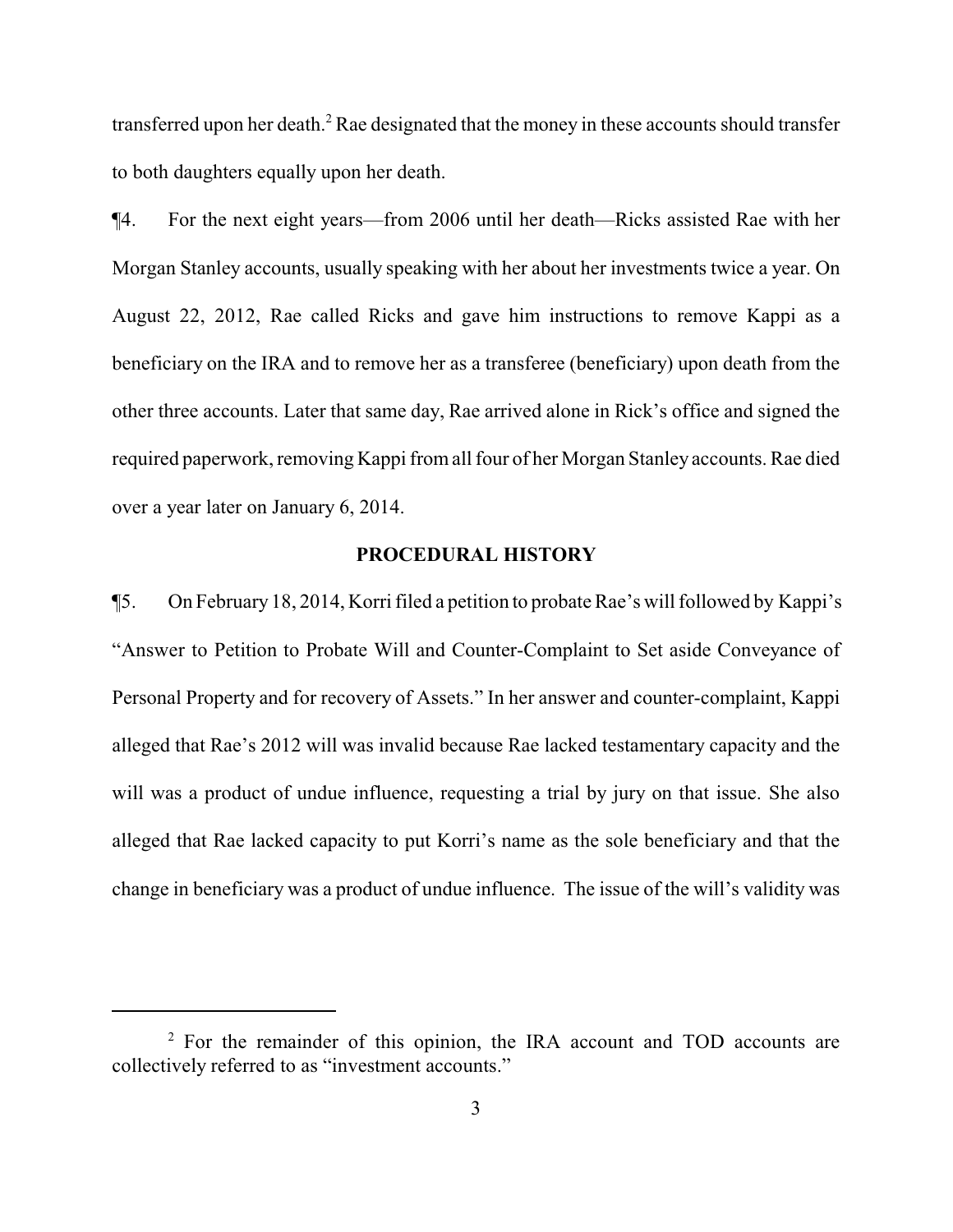transferred upon her death.[2] Rae designated that the money in these accounts should transfer to both daughters equally upon her death.

¶4. For the next eight years—from 2006 until her death—Ricks assisted Rae with her Morgan Stanley accounts, usually speaking with her about her investments twice a year. On August 22, 2012, Rae called Ricks and gave him instructions to remove Kappi as a beneficiary on the IRA and to remove her as a transferee (beneficiary) upon death from the other three accounts. Later that same day, Rae arrived alone in Rick's office and signed the required paperwork, removing Kappi from all four of her Morgan Stanley accounts. Rae died over a year later on January 6, 2014.

## PROCEDURAL HISTORY

¶5. On February 18, 2014, Korri filed a petition to probate Rae's will followed by Kappi's "Answer to Petition to Probate Will and Counter-Complaint to Set aside Conveyance of Personal Property and for recovery of Assets." In her answer and counter-complaint, Kappi alleged that Rae's 2012 will was invalid because Rae lacked testamentary capacity and the will was a product of undue influence, requesting a trial by jury on that issue. She also alleged that Rae lacked capacity to put Korri's name as the sole beneficiary and that the change in beneficiary was a product of undue influence. The issue of the will's validity was

[2] For the remainder of this opinion, the IRA account and TOD accounts are collectively referred to as "investment accounts."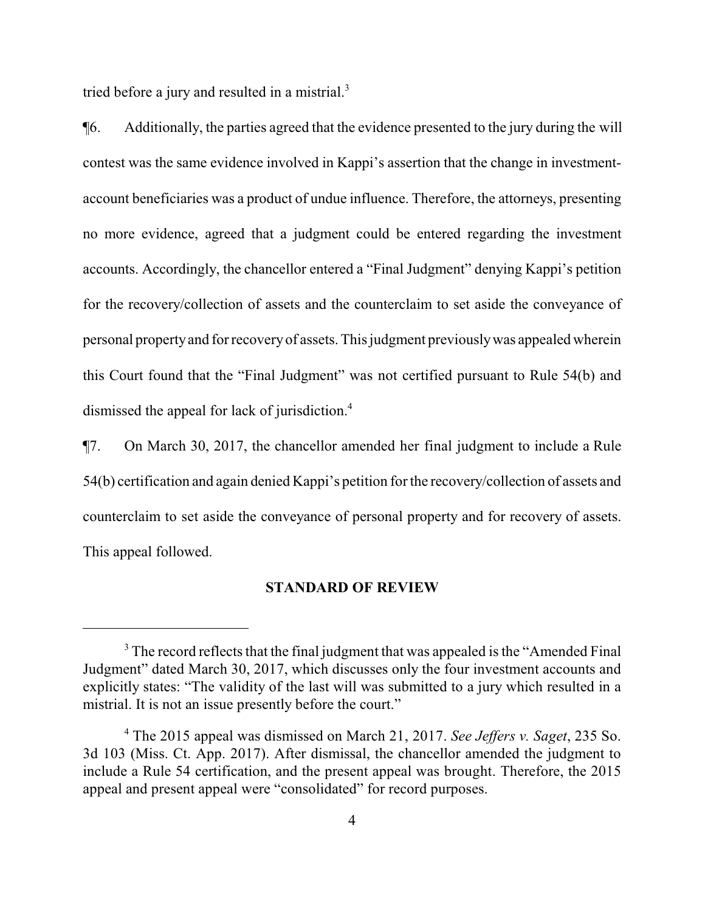tried before a jury and resulted in a mistrial.[3]

¶6. Additionally, the parties agreed that the evidence presented to the jury during the will contest was the same evidence involved in Kappi's assertion that the change in investment-account beneficiaries was a product of undue influence. Therefore, the attorneys, presenting no more evidence, agreed that a judgment could be entered regarding the investment accounts. Accordingly, the chancellor entered a "Final Judgment" denying Kappi's petition for the recovery/collection of assets and the counterclaim to set aside the conveyance of personal property and for recovery of assets. This judgment previously was appealed wherein this Court found that the "Final Judgment" was not certified pursuant to Rule 54(b) and dismissed the appeal for lack of jurisdiction.[4]

¶7. On March 30, 2017, the chancellor amended her final judgment to include a Rule 54(b) certification and again denied Kappi's petition for the recovery/collection of assets and counterclaim to set aside the conveyance of personal property and for recovery of assets. This appeal followed.

## STANDARD OF REVIEW

[3] The record reflects that the final judgment that was appealed is the "Amended Final Judgment" dated March 30, 2017, which discusses only the four investment accounts and explicitly states: "The validity of the last will was submitted to a jury which resulted in a mistrial. It is not an issue presently before the court."

[4] The 2015 appeal was dismissed on March 21, 2017. *See Jeffers v. Saget*, 235 So. 3d 103 (Miss. Ct. App. 2017). After dismissal, the chancellor amended the judgment to include a Rule 54 certification, and the present appeal was brought. Therefore, the 2015 appeal and present appeal were "consolidated" for record purposes.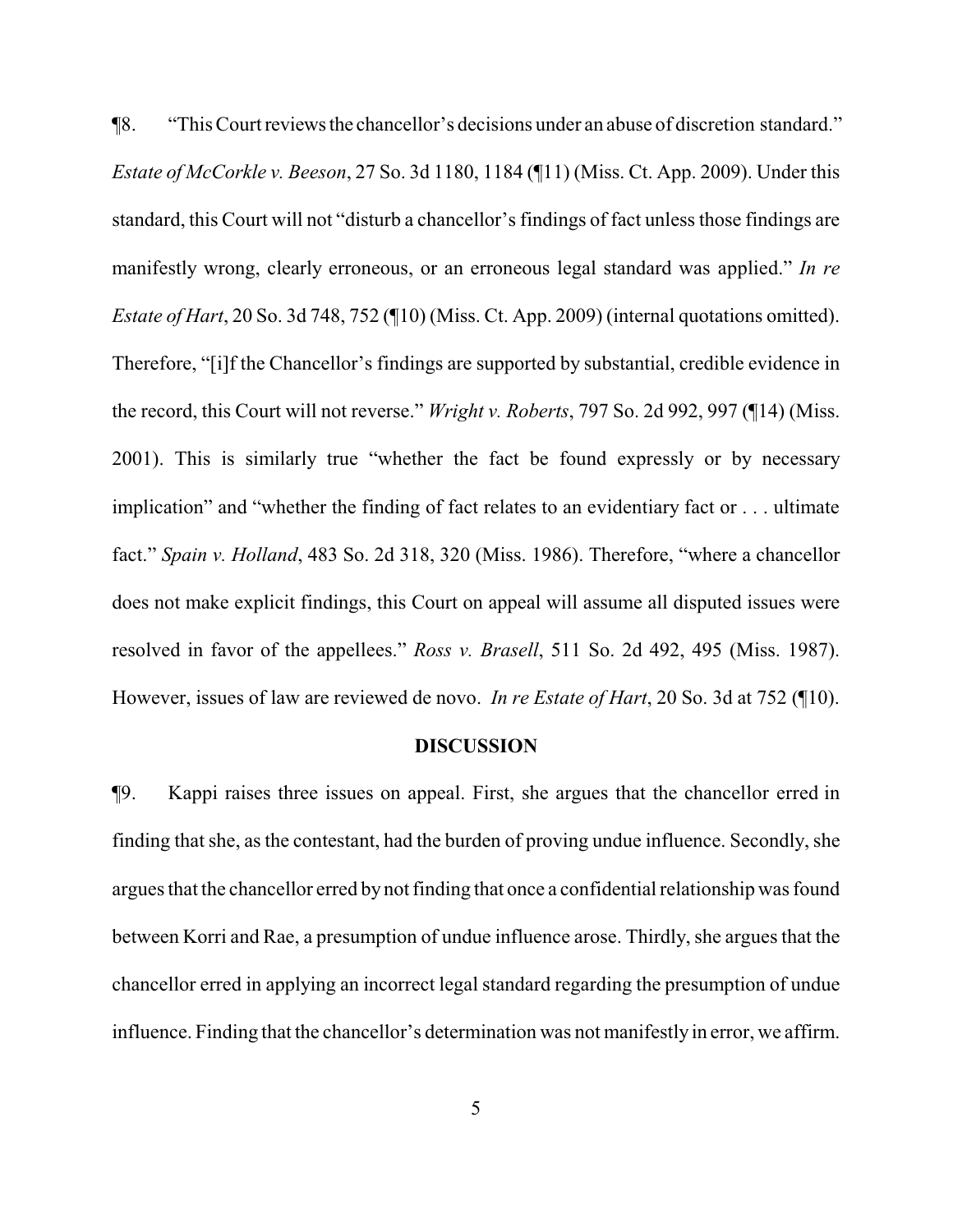¶8. "This Court reviews the chancellor's decisions under an abuse of discretion standard." *Estate of McCorkle v. Beeson*, 27 So. 3d 1180, 1184 (¶11) (Miss. Ct. App. 2009). Under this standard, this Court will not "disturb a chancellor's findings of fact unless those findings are manifestly wrong, clearly erroneous, or an erroneous legal standard was applied." *In re Estate of Hart*, 20 So. 3d 748, 752 (¶10) (Miss. Ct. App. 2009) (internal quotations omitted). Therefore, "[i]f the Chancellor's findings are supported by substantial, credible evidence in the record, this Court will not reverse." *Wright v. Roberts*, 797 So. 2d 992, 997 (¶14) (Miss. 2001). This is similarly true "whether the fact be found expressly or by necessary implication" and "whether the finding of fact relates to an evidentiary fact or . . . ultimate fact." *Spain v. Holland*, 483 So. 2d 318, 320 (Miss. 1986). Therefore, "where a chancellor does not make explicit findings, this Court on appeal will assume all disputed issues were resolved in favor of the appellees." *Ross v. Brasell*, 511 So. 2d 492, 495 (Miss. 1987). However, issues of law are reviewed de novo. *In re Estate of Hart*, 20 So. 3d at 752 (¶10).

## DISCUSSION

¶9. Kappi raises three issues on appeal. First, she argues that the chancellor erred in finding that she, as the contestant, had the burden of proving undue influence. Secondly, she argues that the chancellor erred by not finding that once a confidential relationship was found between Korri and Rae, a presumption of undue influence arose. Thirdly, she argues that the chancellor erred in applying an incorrect legal standard regarding the presumption of undue influence. Finding that the chancellor's determination was not manifestly in error, we affirm.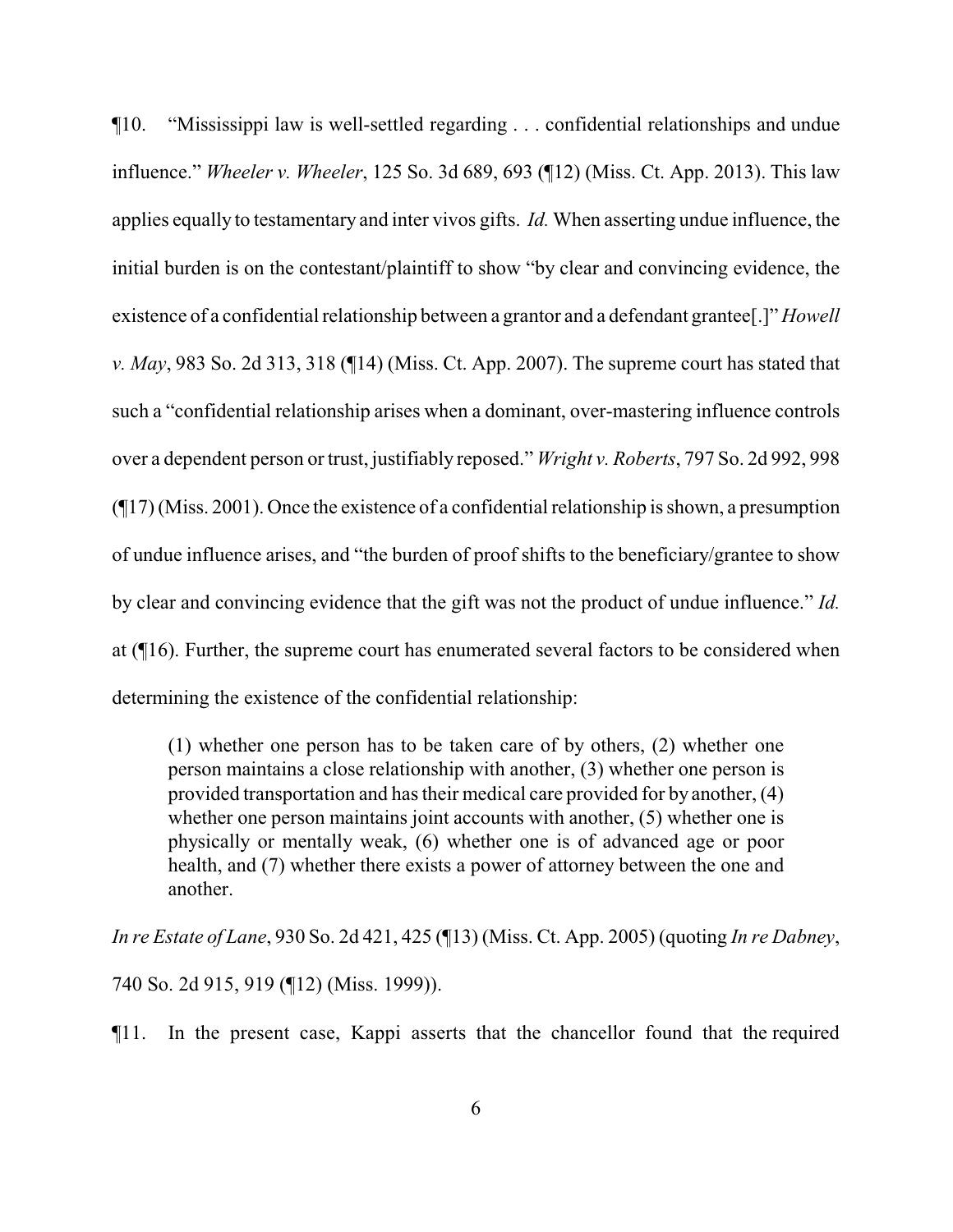¶10. "Mississippi law is well-settled regarding . . . confidential relationships and undue influence." *Wheeler v. Wheeler*, 125 So. 3d 689, 693 (¶12) (Miss. Ct. App. 2013). This law applies equally to testamentary and inter vivos gifts. *Id.* When asserting undue influence, the initial burden is on the contestant/plaintiff to show "by clear and convincing evidence, the existence of a confidential relationship between a grantor and a defendant grantee[.]" *Howell v. May*, 983 So. 2d 313, 318 (¶14) (Miss. Ct. App. 2007). The supreme court has stated that such a "confidential relationship arises when a dominant, over-mastering influence controls over a dependent person or trust, justifiably reposed." *Wright v. Roberts*, 797 So. 2d 992, 998 (¶17) (Miss. 2001). Once the existence of a confidential relationship is shown, a presumption of undue influence arises, and "the burden of proof shifts to the beneficiary/grantee to show by clear and convincing evidence that the gift was not the product of undue influence." *Id.* at (¶16). Further, the supreme court has enumerated several factors to be considered when determining the existence of the confidential relationship:

> (1) whether one person has to be taken care of by others, (2) whether one person maintains a close relationship with another, (3) whether one person is provided transportation and has their medical care provided for by another, (4) whether one person maintains joint accounts with another, (5) whether one is physically or mentally weak, (6) whether one is of advanced age or poor health, and (7) whether there exists a power of attorney between the one and another.

*In re Estate of Lane*, 930 So. 2d 421, 425 (¶13) (Miss. Ct. App. 2005) (quoting *In re Dabney*, 740 So. 2d 915, 919 (¶12) (Miss. 1999)).

¶11. In the present case, Kappi asserts that the chancellor found that the required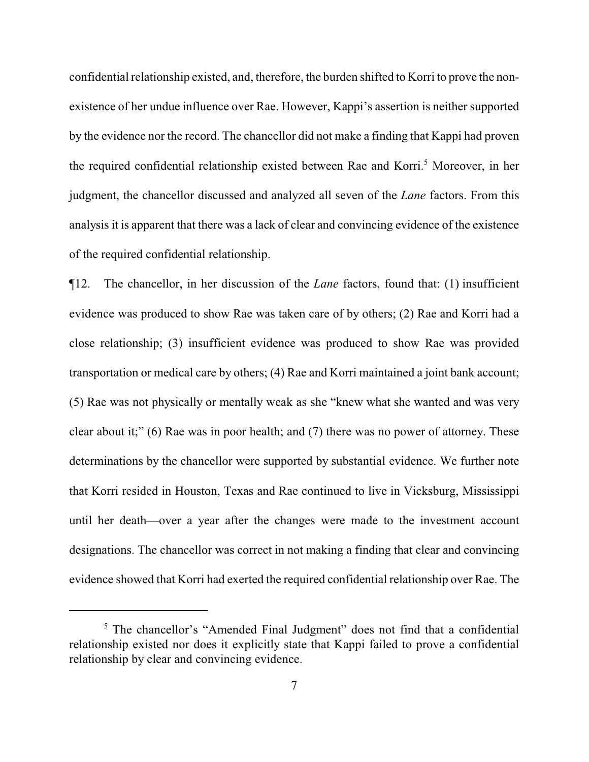confidential relationship existed, and, therefore, the burden shifted to Korri to prove the non-existence of her undue influence over Rae. However, Kappi's assertion is neither supported by the evidence nor the record. The chancellor did not make a finding that Kappi had proven the required confidential relationship existed between Rae and Korri.[5] Moreover, in her judgment, the chancellor discussed and analyzed all seven of the *Lane* factors. From this analysis it is apparent that there was a lack of clear and convincing evidence of the existence of the required confidential relationship.

¶12. The chancellor, in her discussion of the *Lane* factors, found that: (1) insufficient evidence was produced to show Rae was taken care of by others; (2) Rae and Korri had a close relationship; (3) insufficient evidence was produced to show Rae was provided transportation or medical care by others; (4) Rae and Korri maintained a joint bank account; (5) Rae was not physically or mentally weak as she "knew what she wanted and was very clear about it;" (6) Rae was in poor health; and (7) there was no power of attorney. These determinations by the chancellor were supported by substantial evidence. We further note that Korri resided in Houston, Texas and Rae continued to live in Vicksburg, Mississippi until her death—over a year after the changes were made to the investment account designations. The chancellor was correct in not making a finding that clear and convincing evidence showed that Korri had exerted the required confidential relationship over Rae. The

---

[5] The chancellor's "Amended Final Judgment" does not find that a confidential relationship existed nor does it explicitly state that Kappi failed to prove a confidential relationship by clear and convincing evidence.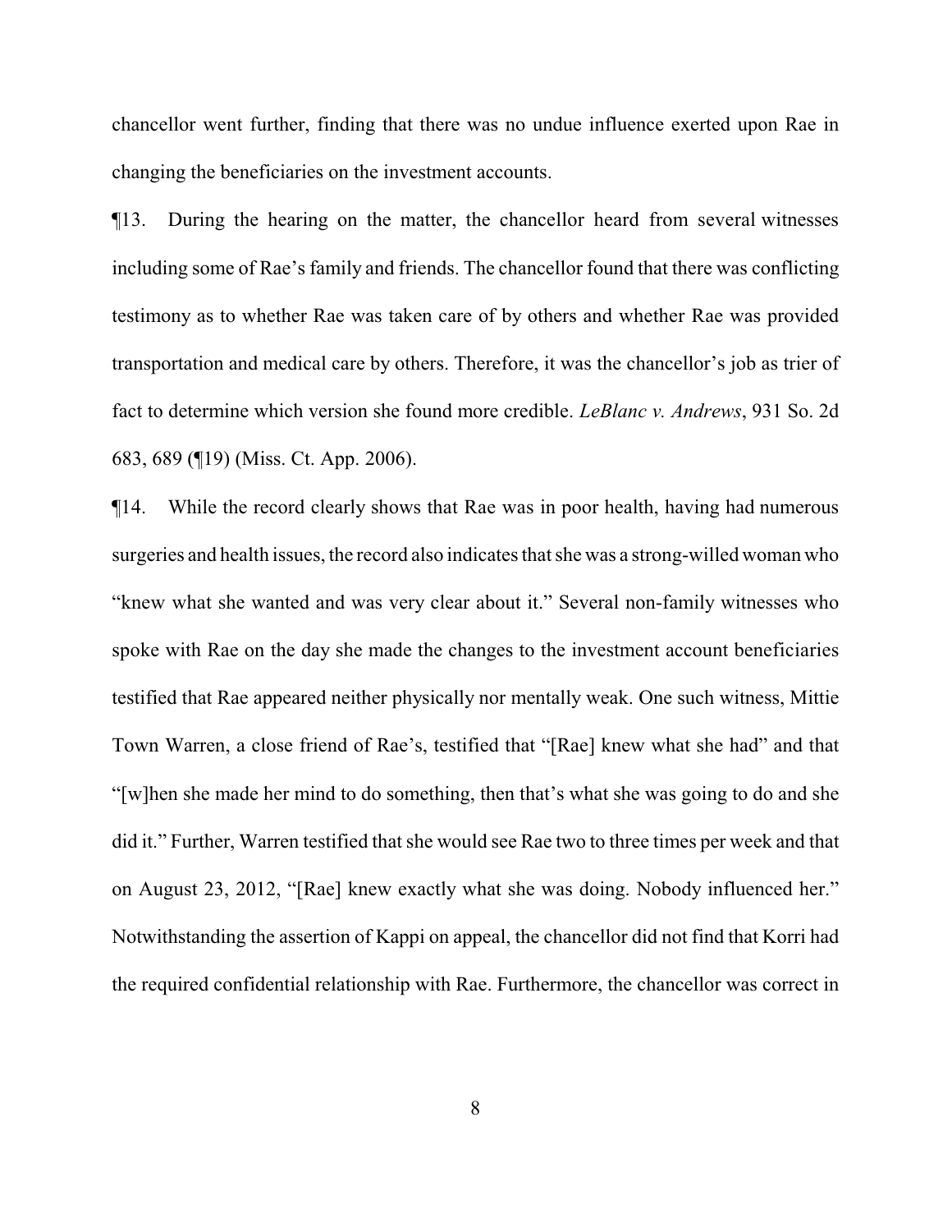chancellor went further, finding that there was no undue influence exerted upon Rae in changing the beneficiaries on the investment accounts.

¶13. During the hearing on the matter, the chancellor heard from several witnesses including some of Rae's family and friends. The chancellor found that there was conflicting testimony as to whether Rae was taken care of by others and whether Rae was provided transportation and medical care by others. Therefore, it was the chancellor's job as trier of fact to determine which version she found more credible. *LeBlanc v. Andrews*, 931 So. 2d 683, 689 (¶19) (Miss. Ct. App. 2006).

¶14. While the record clearly shows that Rae was in poor health, having had numerous surgeries and health issues, the record also indicates that she was a strong-willed woman who "knew what she wanted and was very clear about it." Several non-family witnesses who spoke with Rae on the day she made the changes to the investment account beneficiaries testified that Rae appeared neither physically nor mentally weak. One such witness, Mittie Town Warren, a close friend of Rae's, testified that "[Rae] knew what she had" and that "[w]hen she made her mind to do something, then that's what she was going to do and she did it." Further, Warren testified that she would see Rae two to three times per week and that on August 23, 2012, "[Rae] knew exactly what she was doing. Nobody influenced her." Notwithstanding the assertion of Kappi on appeal, the chancellor did not find that Korri had the required confidential relationship with Rae. Furthermore, the chancellor was correct in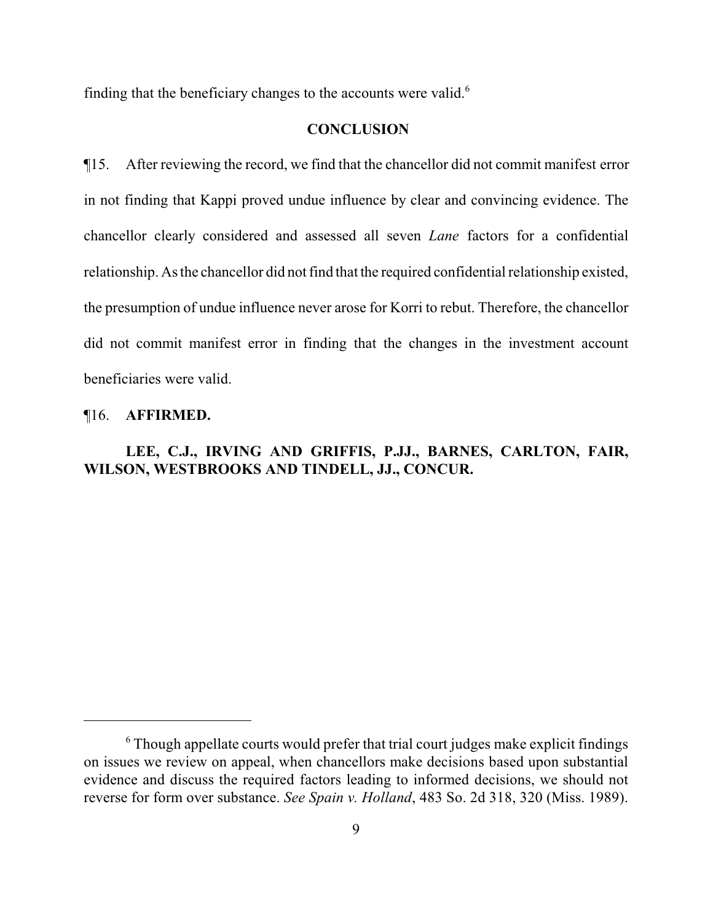finding that the beneficiary changes to the accounts were valid.[6]

## CONCLUSION

¶15. After reviewing the record, we find that the chancellor did not commit manifest error in not finding that Kappi proved undue influence by clear and convincing evidence. The chancellor clearly considered and assessed all seven *Lane* factors for a confidential relationship. As the chancellor did not find that the required confidential relationship existed, the presumption of undue influence never arose for Korri to rebut. Therefore, the chancellor did not commit manifest error in finding that the changes in the investment account beneficiaries were valid.

¶16. **AFFIRMED.**

**LEE, C.J., IRVING AND GRIFFIS, P.JJ., BARNES, CARLTON, FAIR, WILSON, WESTBROOKS AND TINDELL, JJ., CONCUR.**

---

[6] Though appellate courts would prefer that trial court judges make explicit findings on issues we review on appeal, when chancellors make decisions based upon substantial evidence and discuss the required factors leading to informed decisions, we should not reverse for form over substance. *See Spain v. Holland*, 483 So. 2d 318, 320 (Miss. 1989).